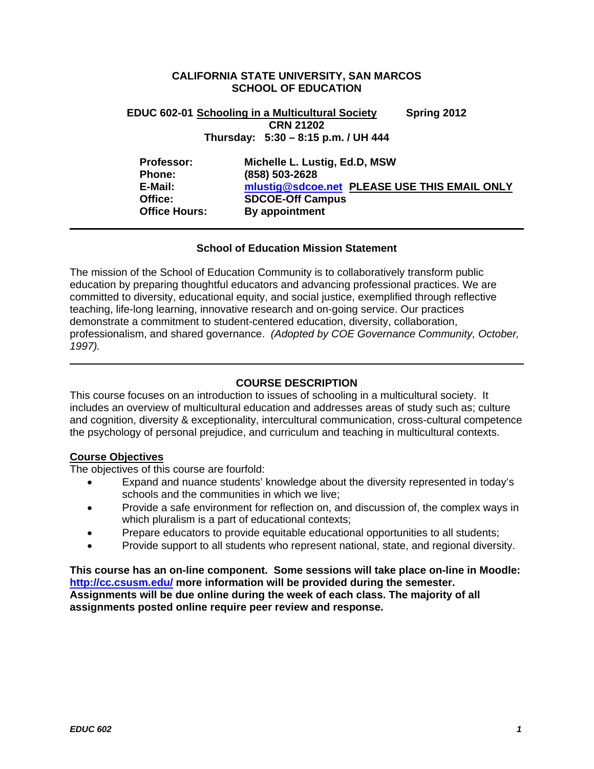**CALIFORNIA STATE UNIVERSITY, SAN MARCOS**
**SCHOOL OF EDUCATION**

**EDUC 602-01 Schooling in a Multicultural Society Spring 2012**
**CRN 21202**
**Thursday: 5:30 – 8:15 p.m. / UH 444**

| | |
|---|---|
| **Professor:** | **Michelle L. Lustig, Ed.D, MSW** |
| **Phone:** | **(858) 503-2628** |
| **E-Mail:** | **mlustig@sdcoe.net PLEASE USE THIS EMAIL ONLY** |
| **Office:** | **SDCOE-Off Campus** |
| **Office Hours:** | **By appointment** |

---

## School of Education Mission Statement

The mission of the School of Education Community is to collaboratively transform public education by preparing thoughtful educators and advancing professional practices. We are committed to diversity, educational equity, and social justice, exemplified through reflective teaching, life-long learning, innovative research and on-going service. Our practices demonstrate a commitment to student-centered education, diversity, collaboration, professionalism, and shared governance. *(Adopted by COE Governance Community, October, 1997).*

---

## COURSE DESCRIPTION

This course focuses on an introduction to issues of schooling in a multicultural society. It includes an overview of multicultural education and addresses areas of study such as; culture and cognition, diversity & exceptionality, intercultural communication, cross-cultural competence the psychology of personal prejudice, and curriculum and teaching in multicultural contexts.

### Course Objectives

The objectives of this course are fourfold:

- Expand and nuance students' knowledge about the diversity represented in today's schools and the communities in which we live;
- Provide a safe environment for reflection on, and discussion of, the complex ways in which pluralism is a part of educational contexts;
- Prepare educators to provide equitable educational opportunities to all students;
- Provide support to all students who represent national, state, and regional diversity.

**This course has an on-line component. Some sessions will take place on-line in Moodle: http://cc.csusm.edu/ more information will be provided during the semester. Assignments will be due online during the week of each class. The majority of all assignments posted online require peer review and response.**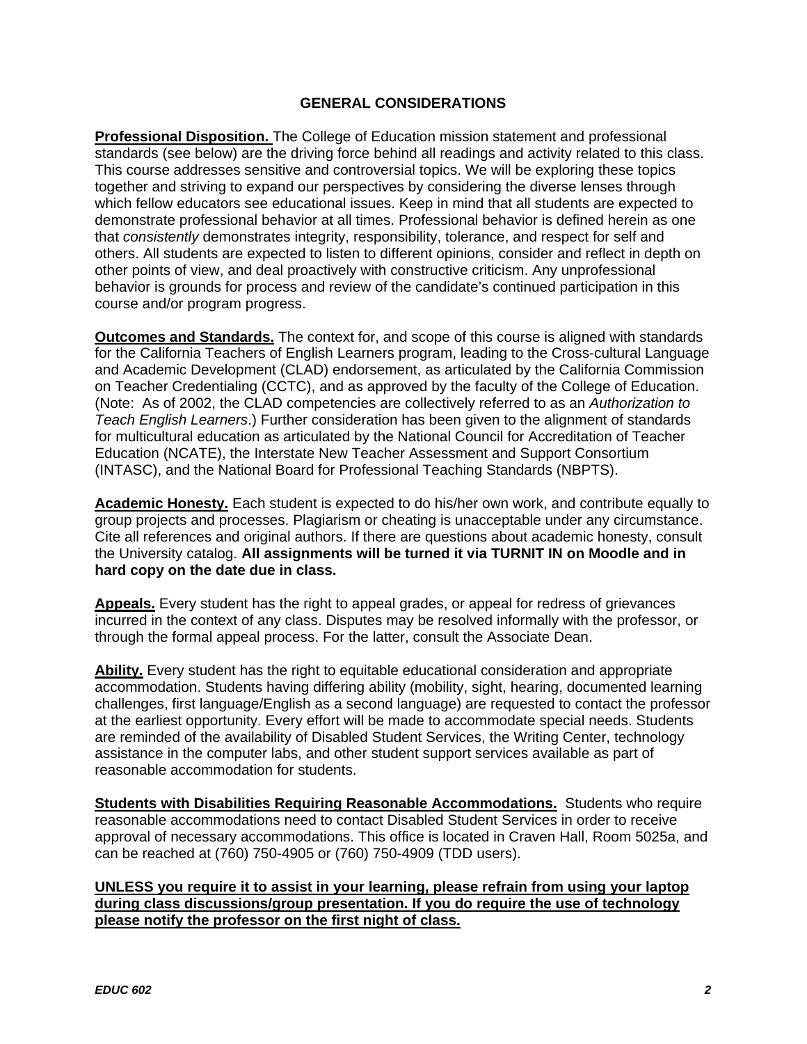## GENERAL CONSIDERATIONS

**Professional Disposition.** The College of Education mission statement and professional standards (see below) are the driving force behind all readings and activity related to this class. This course addresses sensitive and controversial topics. We will be exploring these topics together and striving to expand our perspectives by considering the diverse lenses through which fellow educators see educational issues. Keep in mind that all students are expected to demonstrate professional behavior at all times. Professional behavior is defined herein as one that *consistently* demonstrates integrity, responsibility, tolerance, and respect for self and others. All students are expected to listen to different opinions, consider and reflect in depth on other points of view, and deal proactively with constructive criticism. Any unprofessional behavior is grounds for process and review of the candidate's continued participation in this course and/or program progress.

**Outcomes and Standards.** The context for, and scope of this course is aligned with standards for the California Teachers of English Learners program, leading to the Cross-cultural Language and Academic Development (CLAD) endorsement, as articulated by the California Commission on Teacher Credentialing (CCTC), and as approved by the faculty of the College of Education. (Note: As of 2002, the CLAD competencies are collectively referred to as an *Authorization to Teach English Learners*.) Further consideration has been given to the alignment of standards for multicultural education as articulated by the National Council for Accreditation of Teacher Education (NCATE), the Interstate New Teacher Assessment and Support Consortium (INTASC), and the National Board for Professional Teaching Standards (NBPTS).

**Academic Honesty.** Each student is expected to do his/her own work, and contribute equally to group projects and processes. Plagiarism or cheating is unacceptable under any circumstance. Cite all references and original authors. If there are questions about academic honesty, consult the University catalog. **All assignments will be turned it via TURNIT IN on Moodle and in hard copy on the date due in class.**

**Appeals.** Every student has the right to appeal grades, or appeal for redress of grievances incurred in the context of any class. Disputes may be resolved informally with the professor, or through the formal appeal process. For the latter, consult the Associate Dean.

**Ability.** Every student has the right to equitable educational consideration and appropriate accommodation. Students having differing ability (mobility, sight, hearing, documented learning challenges, first language/English as a second language) are requested to contact the professor at the earliest opportunity. Every effort will be made to accommodate special needs. Students are reminded of the availability of Disabled Student Services, the Writing Center, technology assistance in the computer labs, and other student support services available as part of reasonable accommodation for students.

**Students with Disabilities Requiring Reasonable Accommodations.** Students who require reasonable accommodations need to contact Disabled Student Services in order to receive approval of necessary accommodations. This office is located in Craven Hall, Room 5025a, and can be reached at (760) 750-4905 or (760) 750-4909 (TDD users).

**UNLESS you require it to assist in your learning, please refrain from using your laptop during class discussions/group presentation. If you do require the use of technology please notify the professor on the first night of class.**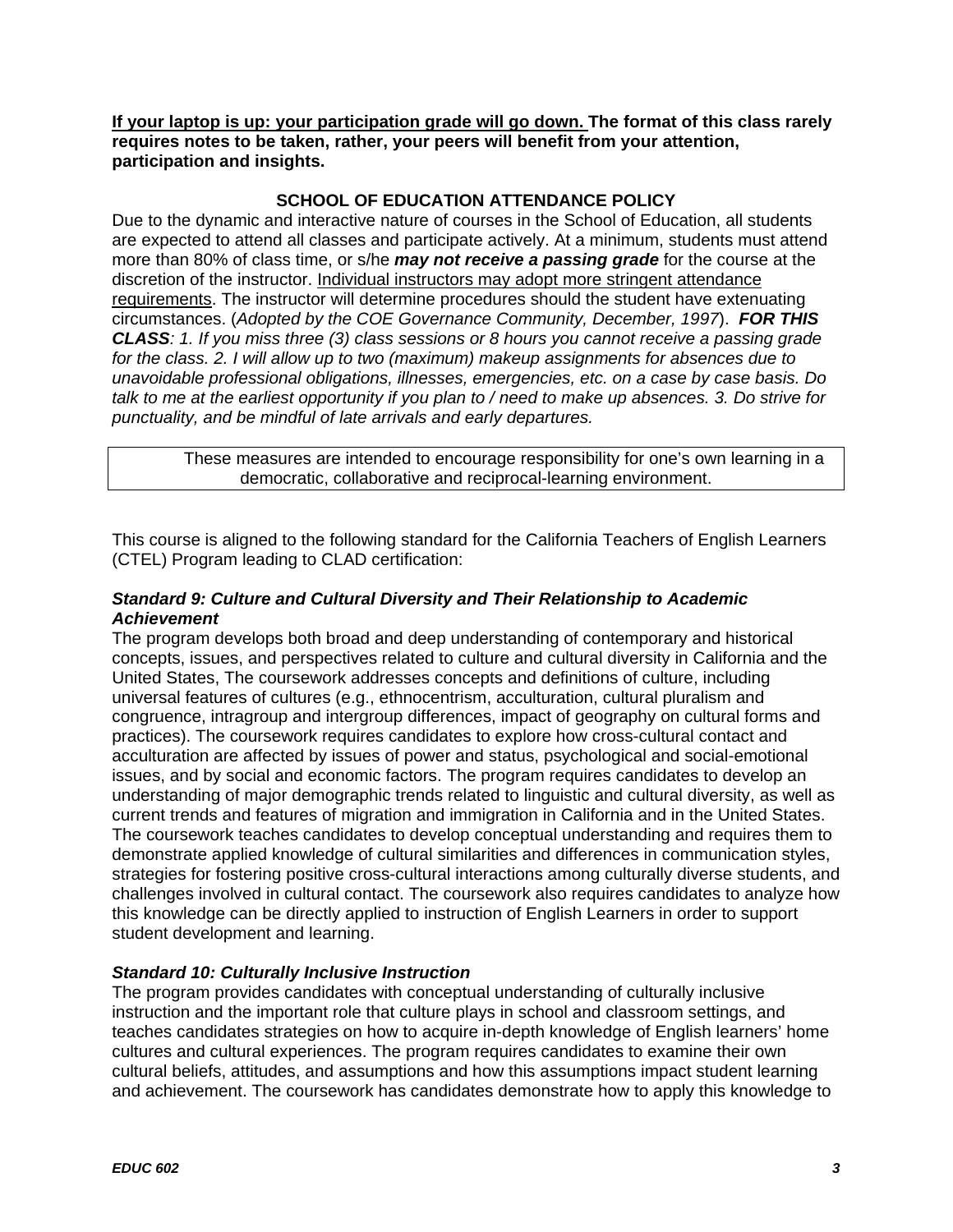**<u>If your laptop is up: your participation grade will go down.</u> The format of this class rarely requires notes to be taken, rather, your peers will benefit from your attention, participation and insights.**

**SCHOOL OF EDUCATION ATTENDANCE POLICY**

Due to the dynamic and interactive nature of courses in the School of Education, all students are expected to attend all classes and participate actively. At a minimum, students must attend more than 80% of class time, or s/he ***may not receive a passing grade*** for the course at the discretion of the instructor. <u>Individual instructors may adopt more stringent attendance requirements</u>. The instructor will determine procedures should the student have extenuating circumstances. (*Adopted by the COE Governance Community, December, 1997*). ***FOR THIS CLASS****: 1. If you miss three (3) class sessions or 8 hours you cannot receive a passing grade for the class. 2. I will allow up to two (maximum) makeup assignments for absences due to unavoidable professional obligations, illnesses, emergencies, etc. on a case by case basis. Do talk to me at the earliest opportunity if you plan to / need to make up absences. 3. Do strive for punctuality, and be mindful of late arrivals and early departures.*

> These measures are intended to encourage responsibility for one's own learning in a democratic, collaborative and reciprocal-learning environment.

This course is aligned to the following standard for the California Teachers of English Learners (CTEL) Program leading to CLAD certification:

***Standard 9: Culture and Cultural Diversity and Their Relationship to Academic Achievement***

The program develops both broad and deep understanding of contemporary and historical concepts, issues, and perspectives related to culture and cultural diversity in California and the United States, The coursework addresses concepts and definitions of culture, including universal features of cultures (e.g., ethnocentrism, acculturation, cultural pluralism and congruence, intragroup and intergroup differences, impact of geography on cultural forms and practices). The coursework requires candidates to explore how cross-cultural contact and acculturation are affected by issues of power and status, psychological and social-emotional issues, and by social and economic factors. The program requires candidates to develop an understanding of major demographic trends related to linguistic and cultural diversity, as well as current trends and features of migration and immigration in California and in the United States. The coursework teaches candidates to develop conceptual understanding and requires them to demonstrate applied knowledge of cultural similarities and differences in communication styles, strategies for fostering positive cross-cultural interactions among culturally diverse students, and challenges involved in cultural contact. The coursework also requires candidates to analyze how this knowledge can be directly applied to instruction of English Learners in order to support student development and learning.

***Standard 10: Culturally Inclusive Instruction***

The program provides candidates with conceptual understanding of culturally inclusive instruction and the important role that culture plays in school and classroom settings, and teaches candidates strategies on how to acquire in-depth knowledge of English learners' home cultures and cultural experiences. The program requires candidates to examine their own cultural beliefs, attitudes, and assumptions and how this assumptions impact student learning and achievement. The coursework has candidates demonstrate how to apply this knowledge to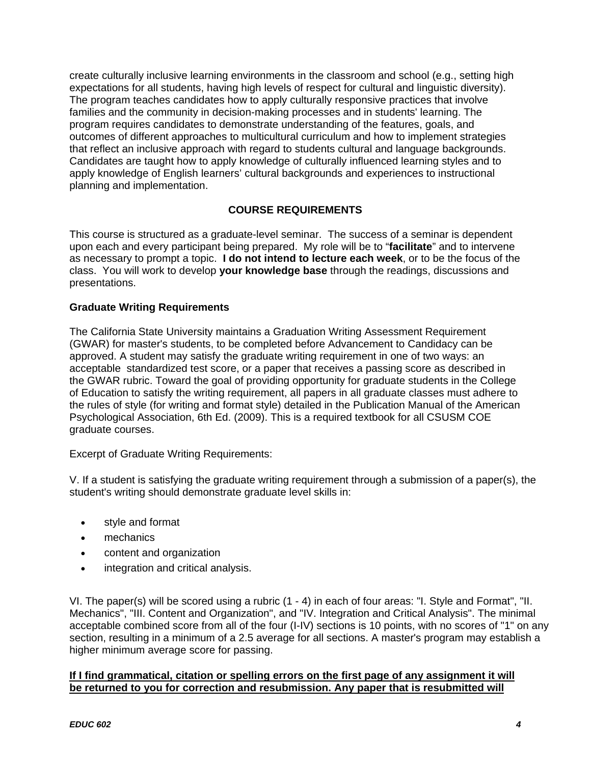create culturally inclusive learning environments in the classroom and school (e.g., setting high expectations for all students, having high levels of respect for cultural and linguistic diversity). The program teaches candidates how to apply culturally responsive practices that involve families and the community in decision-making processes and in students' learning. The program requires candidates to demonstrate understanding of the features, goals, and outcomes of different approaches to multicultural curriculum and how to implement strategies that reflect an inclusive approach with regard to students cultural and language backgrounds. Candidates are taught how to apply knowledge of culturally influenced learning styles and to apply knowledge of English learners' cultural backgrounds and experiences to instructional planning and implementation.

## COURSE REQUIREMENTS

This course is structured as a graduate-level seminar. The success of a seminar is dependent upon each and every participant being prepared. My role will be to "**facilitate**" and to intervene as necessary to prompt a topic. **I do not intend to lecture each week**, or to be the focus of the class. You will work to develop **your knowledge base** through the readings, discussions and presentations.

### Graduate Writing Requirements

The California State University maintains a Graduation Writing Assessment Requirement (GWAR) for master's students, to be completed before Advancement to Candidacy can be approved. A student may satisfy the graduate writing requirement in one of two ways: an acceptable standardized test score, or a paper that receives a passing score as described in the GWAR rubric. Toward the goal of providing opportunity for graduate students in the College of Education to satisfy the writing requirement, all papers in all graduate classes must adhere to the rules of style (for writing and format style) detailed in the Publication Manual of the American Psychological Association, 6th Ed. (2009). This is a required textbook for all CSUSM COE graduate courses.

Excerpt of Graduate Writing Requirements:

V. If a student is satisfying the graduate writing requirement through a submission of a paper(s), the student's writing should demonstrate graduate level skills in:

- style and format
- mechanics
- content and organization
- integration and critical analysis.

VI. The paper(s) will be scored using a rubric (1 - 4) in each of four areas: "I. Style and Format", "II. Mechanics", "III. Content and Organization", and "IV. Integration and Critical Analysis". The minimal acceptable combined score from all of the four (I-IV) sections is 10 points, with no scores of "1" on any section, resulting in a minimum of a 2.5 average for all sections. A master's program may establish a higher minimum average score for passing.

<u>**If I find grammatical, citation or spelling errors on the first page of any assignment it will be returned to you for correction and resubmission. Any paper that is resubmitted will**</u>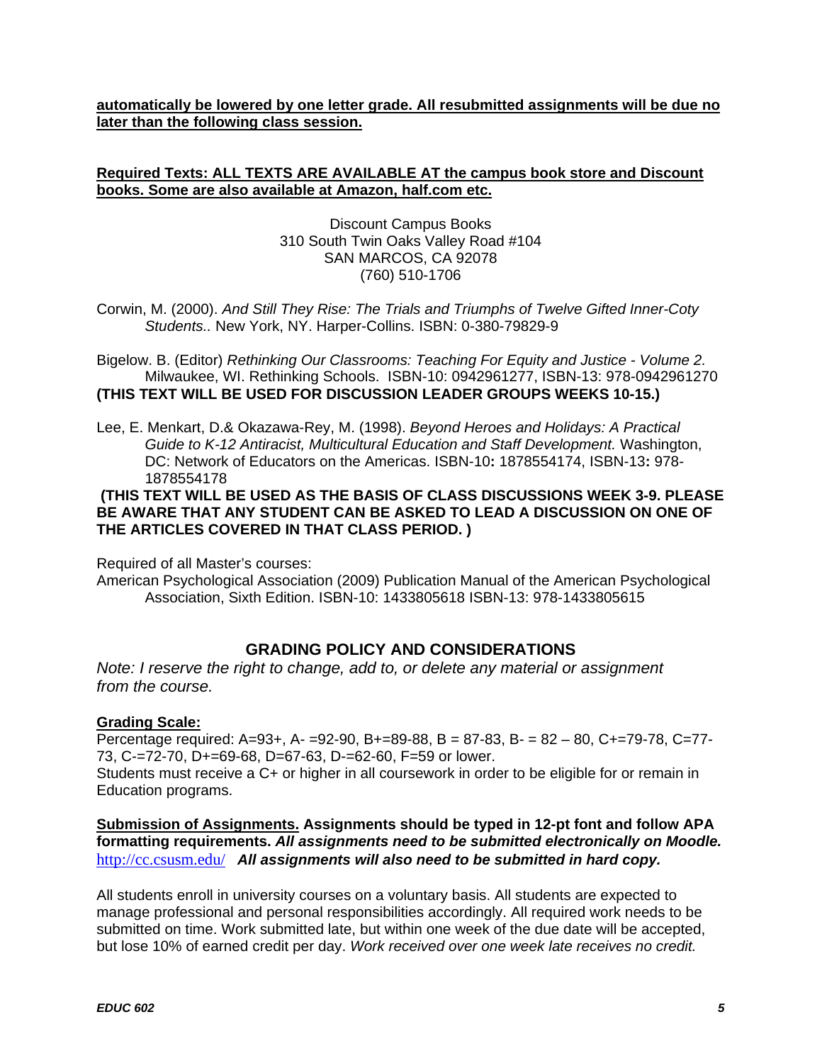**automatically be lowered by one letter grade. All resubmitted assignments will be due no later than the following class session.**

**Required Texts: ALL TEXTS ARE AVAILABLE AT the campus book store and Discount books. Some are also available at Amazon, half.com etc.**

Discount Campus Books
310 South Twin Oaks Valley Road #104
SAN MARCOS, CA 92078
(760) 510-1706

Corwin, M. (2000). *And Still They Rise: The Trials and Triumphs of Twelve Gifted Inner-Coty Students..* New York, NY. Harper-Collins. ISBN: 0-380-79829-9

Bigelow. B. (Editor) *Rethinking Our Classrooms: Teaching For Equity and Justice - Volume 2.* Milwaukee, WI. Rethinking Schools. ISBN-10: 0942961277, ISBN-13: 978-0942961270
**(THIS TEXT WILL BE USED FOR DISCUSSION LEADER GROUPS WEEKS 10-15.)**

Lee, E. Menkart, D.& Okazawa-Rey, M. (1998). *Beyond Heroes and Holidays: A Practical Guide to K-12 Antiracist, Multicultural Education and Staff Development.* Washington, DC: Network of Educators on the Americas. ISBN-10**:** 1878554174, ISBN-13**:** 978-1878554178
**(THIS TEXT WILL BE USED AS THE BASIS OF CLASS DISCUSSIONS WEEK 3-9. PLEASE BE AWARE THAT ANY STUDENT CAN BE ASKED TO LEAD A DISCUSSION ON ONE OF THE ARTICLES COVERED IN THAT CLASS PERIOD. )**

Required of all Master's courses:
American Psychological Association (2009) Publication Manual of the American Psychological Association, Sixth Edition. ISBN-10: 1433805618 ISBN-13: 978-1433805615

## GRADING POLICY AND CONSIDERATIONS

*Note: I reserve the right to change, add to, or delete any material or assignment from the course.*

**Grading Scale:**
Percentage required: A=93+, A- =92-90, B+=89-88, B = 87-83, B- = 82 – 80, C+=79-78, C=77-73, C-=72-70, D+=69-68, D=67-63, D-=62-60, F=59 or lower.
Students must receive a C+ or higher in all coursework in order to be eligible for or remain in Education programs.

**Submission of Assignments. Assignments should be typed in 12-pt font and follow APA formatting requirements.** ***All assignments need to be submitted electronically on Moodle.*** http://cc.csusm.edu/ ***All assignments will also need to be submitted in hard copy.***

All students enroll in university courses on a voluntary basis. All students are expected to manage professional and personal responsibilities accordingly. All required work needs to be submitted on time. Work submitted late, but within one week of the due date will be accepted, but lose 10% of earned credit per day. *Work received over one week late receives no credit.*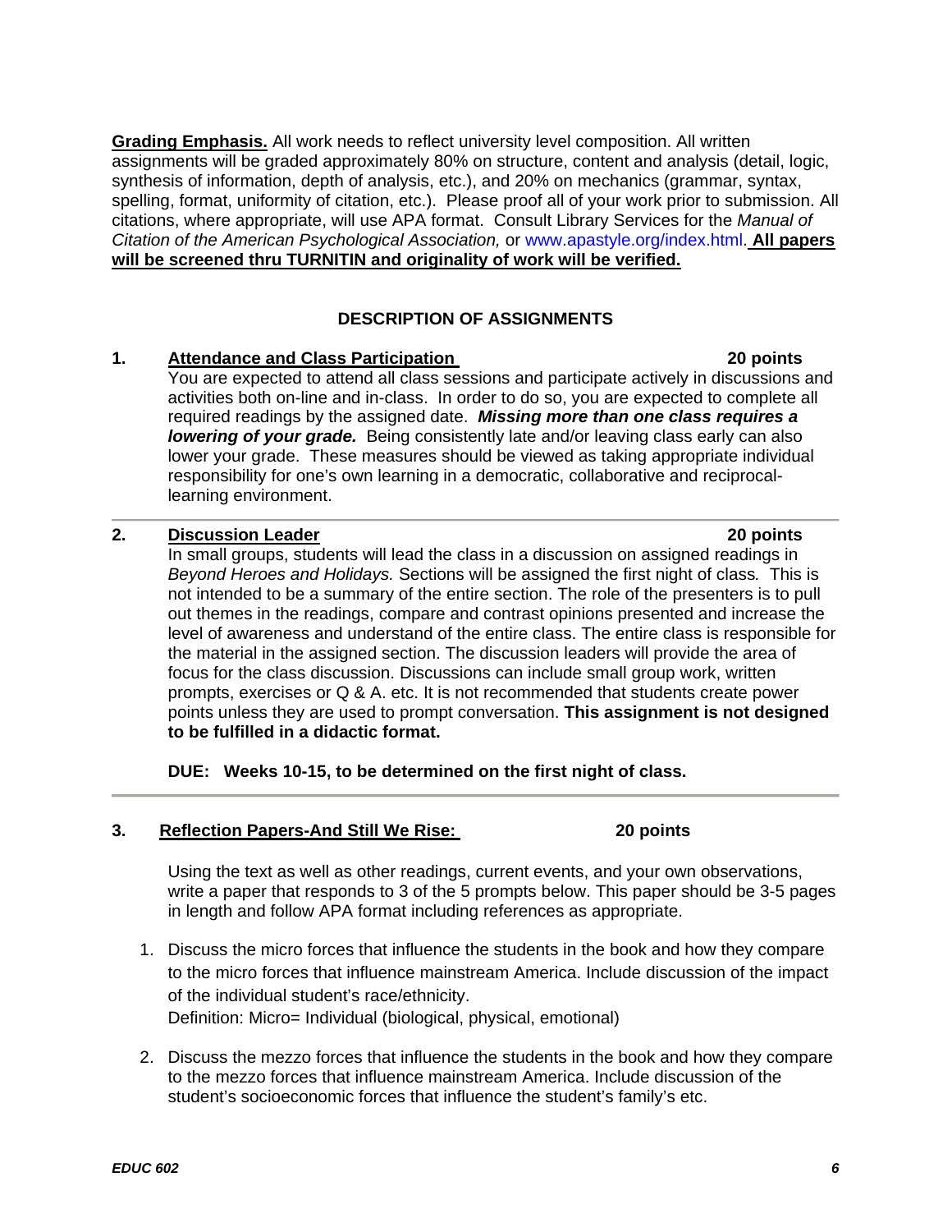**Grading Emphasis.** All work needs to reflect university level composition. All written assignments will be graded approximately 80% on structure, content and analysis (detail, logic, synthesis of information, depth of analysis, etc.), and 20% on mechanics (grammar, syntax, spelling, format, uniformity of citation, etc.). Please proof all of your work prior to submission. All citations, where appropriate, will use APA format. Consult Library Services for the *Manual of Citation of the American Psychological Association,* or www.apastyle.org/index.html. **All papers will be screened thru TURNITIN and originality of work will be verified.**

## DESCRIPTION OF ASSIGNMENTS

**1. Attendance and Class Participation — 20 points**

You are expected to attend all class sessions and participate actively in discussions and activities both on-line and in-class. In order to do so, you are expected to complete all required readings by the assigned date. ***Missing more than one class requires a lowering of your grade.*** Being consistently late and/or leaving class early can also lower your grade. These measures should be viewed as taking appropriate individual responsibility for one's own learning in a democratic, collaborative and reciprocal-learning environment.

---

**2. Discussion Leader — 20 points**

In small groups, students will lead the class in a discussion on assigned readings in *Beyond Heroes and Holidays.* Sections will be assigned the first night of class. This is not intended to be a summary of the entire section. The role of the presenters is to pull out themes in the readings, compare and contrast opinions presented and increase the level of awareness and understand of the entire class. The entire class is responsible for the material in the assigned section. The discussion leaders will provide the area of focus for the class discussion. Discussions can include small group work, written prompts, exercises or Q & A. etc. It is not recommended that students create power points unless they are used to prompt conversation. **This assignment is not designed to be fulfilled in a didactic format.**

**DUE: Weeks 10-15, to be determined on the first night of class.**

---

**3. Reflection Papers-And Still We Rise: — 20 points**

Using the text as well as other readings, current events, and your own observations, write a paper that responds to 3 of the 5 prompts below. This paper should be 3-5 pages in length and follow APA format including references as appropriate.

1. Discuss the micro forces that influence the students in the book and how they compare to the micro forces that influence mainstream America. Include discussion of the impact of the individual student's race/ethnicity.
   Definition: Micro= Individual (biological, physical, emotional)

2. Discuss the mezzo forces that influence the students in the book and how they compare to the mezzo forces that influence mainstream America. Include discussion of the student's socioeconomic forces that influence the student's family's etc.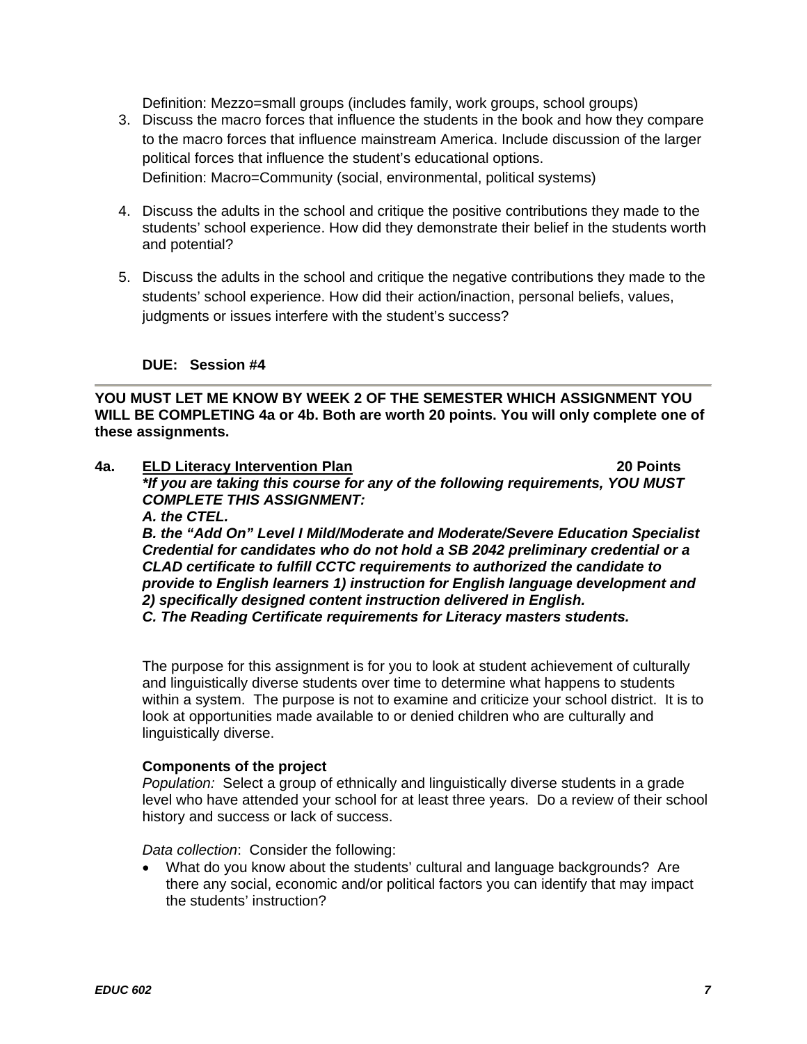Definition: Mezzo=small groups (includes family, work groups, school groups)

3. Discuss the macro forces that influence the students in the book and how they compare to the macro forces that influence mainstream America. Include discussion of the larger political forces that influence the student's educational options.
   Definition: Macro=Community (social, environmental, political systems)

4. Discuss the adults in the school and critique the positive contributions they made to the students' school experience. How did they demonstrate their belief in the students worth and potential?

5. Discuss the adults in the school and critique the negative contributions they made to the students' school experience. How did their action/inaction, personal beliefs, values, judgments or issues interfere with the student's success?

**DUE: Session #4**

---

**YOU MUST LET ME KNOW BY WEEK 2 OF THE SEMESTER WHICH ASSIGNMENT YOU WILL BE COMPLETING 4a or 4b. Both are worth 20 points. You will only complete one of these assignments.**

**4a. <u>ELD Literacy Intervention Plan</u> 20 Points**

***\*If you are taking this course for any of the following requirements, YOU MUST COMPLETE THIS ASSIGNMENT:***
***A. the CTEL.***
***B. the "Add On" Level I Mild/Moderate and Moderate/Severe Education Specialist Credential for candidates who do not hold a SB 2042 preliminary credential or a CLAD certificate to fulfill CCTC requirements to authorized the candidate to provide to English learners 1) instruction for English language development and 2) specifically designed content instruction delivered in English.***
***C. The Reading Certificate requirements for Literacy masters students.***

The purpose for this assignment is for you to look at student achievement of culturally and linguistically diverse students over time to determine what happens to students within a system. The purpose is not to examine and criticize your school district. It is to look at opportunities made available to or denied children who are culturally and linguistically diverse.

**Components of the project**

*Population:* Select a group of ethnically and linguistically diverse students in a grade level who have attended your school for at least three years. Do a review of their school history and success or lack of success.

*Data collection*: Consider the following:

- What do you know about the students' cultural and language backgrounds? Are there any social, economic and/or political factors you can identify that may impact the students' instruction?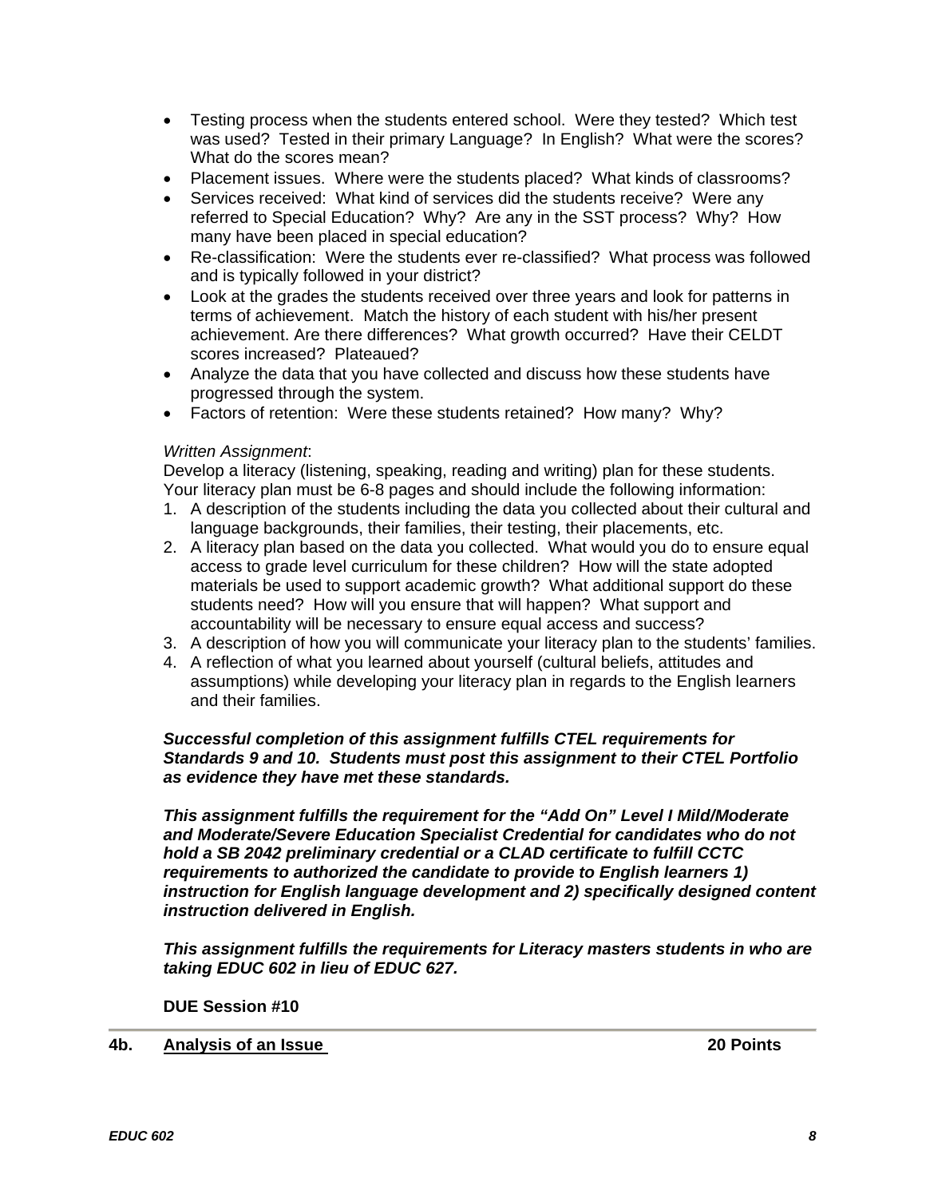- Testing process when the students entered school. Were they tested? Which test was used? Tested in their primary Language? In English? What were the scores? What do the scores mean?
- Placement issues. Where were the students placed? What kinds of classrooms?
- Services received: What kind of services did the students receive? Were any referred to Special Education? Why? Are any in the SST process? Why? How many have been placed in special education?
- Re-classification: Were the students ever re-classified? What process was followed and is typically followed in your district?
- Look at the grades the students received over three years and look for patterns in terms of achievement. Match the history of each student with his/her present achievement. Are there differences? What growth occurred? Have their CELDT scores increased? Plateaued?
- Analyze the data that you have collected and discuss how these students have progressed through the system.
- Factors of retention: Were these students retained? How many? Why?

*Written Assignment*:
Develop a literacy (listening, speaking, reading and writing) plan for these students. Your literacy plan must be 6-8 pages and should include the following information:

1. A description of the students including the data you collected about their cultural and language backgrounds, their families, their testing, their placements, etc.
2. A literacy plan based on the data you collected. What would you do to ensure equal access to grade level curriculum for these children? How will the state adopted materials be used to support academic growth? What additional support do these students need? How will you ensure that will happen? What support and accountability will be necessary to ensure equal access and success?
3. A description of how you will communicate your literacy plan to the students' families.
4. A reflection of what you learned about yourself (cultural beliefs, attitudes and assumptions) while developing your literacy plan in regards to the English learners and their families.

***Successful completion of this assignment fulfills CTEL requirements for Standards 9 and 10. Students must post this assignment to their CTEL Portfolio as evidence they have met these standards.***

***This assignment fulfills the requirement for the "Add On" Level I Mild/Moderate and Moderate/Severe Education Specialist Credential for candidates who do not hold a SB 2042 preliminary credential or a CLAD certificate to fulfill CCTC requirements to authorized the candidate to provide to English learners 1) instruction for English language development and 2) specifically designed content instruction delivered in English.***

***This assignment fulfills the requirements for Literacy masters students in who are taking EDUC 602 in lieu of EDUC 627.***

**DUE Session #10**

---

**4b. Analysis of an Issue** **20 Points**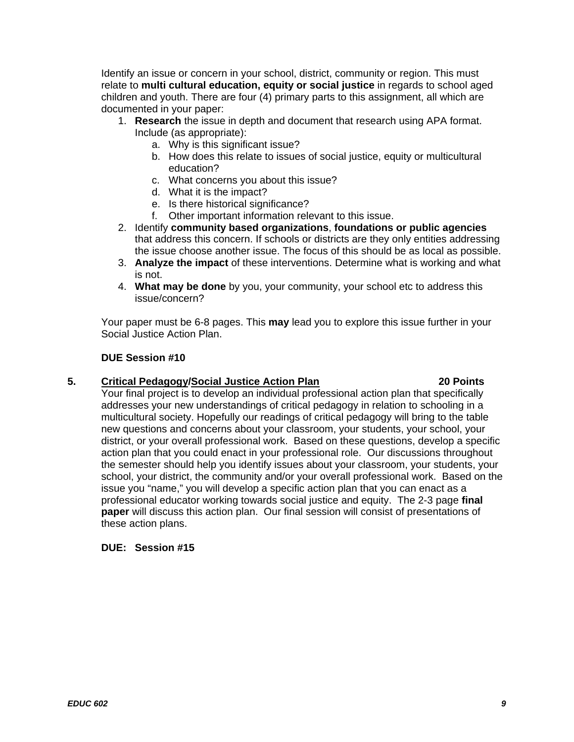Identify an issue or concern in your school, district, community or region. This must relate to **multi cultural education, equity or social justice** in regards to school aged children and youth. There are four (4) primary parts to this assignment, all which are documented in your paper:

1. **Research** the issue in depth and document that research using APA format. Include (as appropriate):
    a. Why is this significant issue?
    b. How does this relate to issues of social justice, equity or multicultural education?
    c. What concerns you about this issue?
    d. What it is the impact?
    e. Is there historical significance?
    f. Other important information relevant to this issue.
2. Identify **community based organizations**, **foundations or public agencies** that address this concern. If schools or districts are they only entities addressing the issue choose another issue. The focus of this should be as local as possible.
3. **Analyze the impact** of these interventions. Determine what is working and what is not.
4. **What may be done** by you, your community, your school etc to address this issue/concern?

Your paper must be 6-8 pages. This **may** lead you to explore this issue further in your Social Justice Action Plan.

**DUE Session #10**

**5. Critical Pedagogy/Social Justice Action Plan 20 Points**

Your final project is to develop an individual professional action plan that specifically addresses your new understandings of critical pedagogy in relation to schooling in a multicultural society. Hopefully our readings of critical pedagogy will bring to the table new questions and concerns about your classroom, your students, your school, your district, or your overall professional work. Based on these questions, develop a specific action plan that you could enact in your professional role. Our discussions throughout the semester should help you identify issues about your classroom, your students, your school, your district, the community and/or your overall professional work. Based on the issue you "name," you will develop a specific action plan that you can enact as a professional educator working towards social justice and equity. The 2-3 page **final paper** will discuss this action plan. Our final session will consist of presentations of these action plans.

**DUE: Session #15**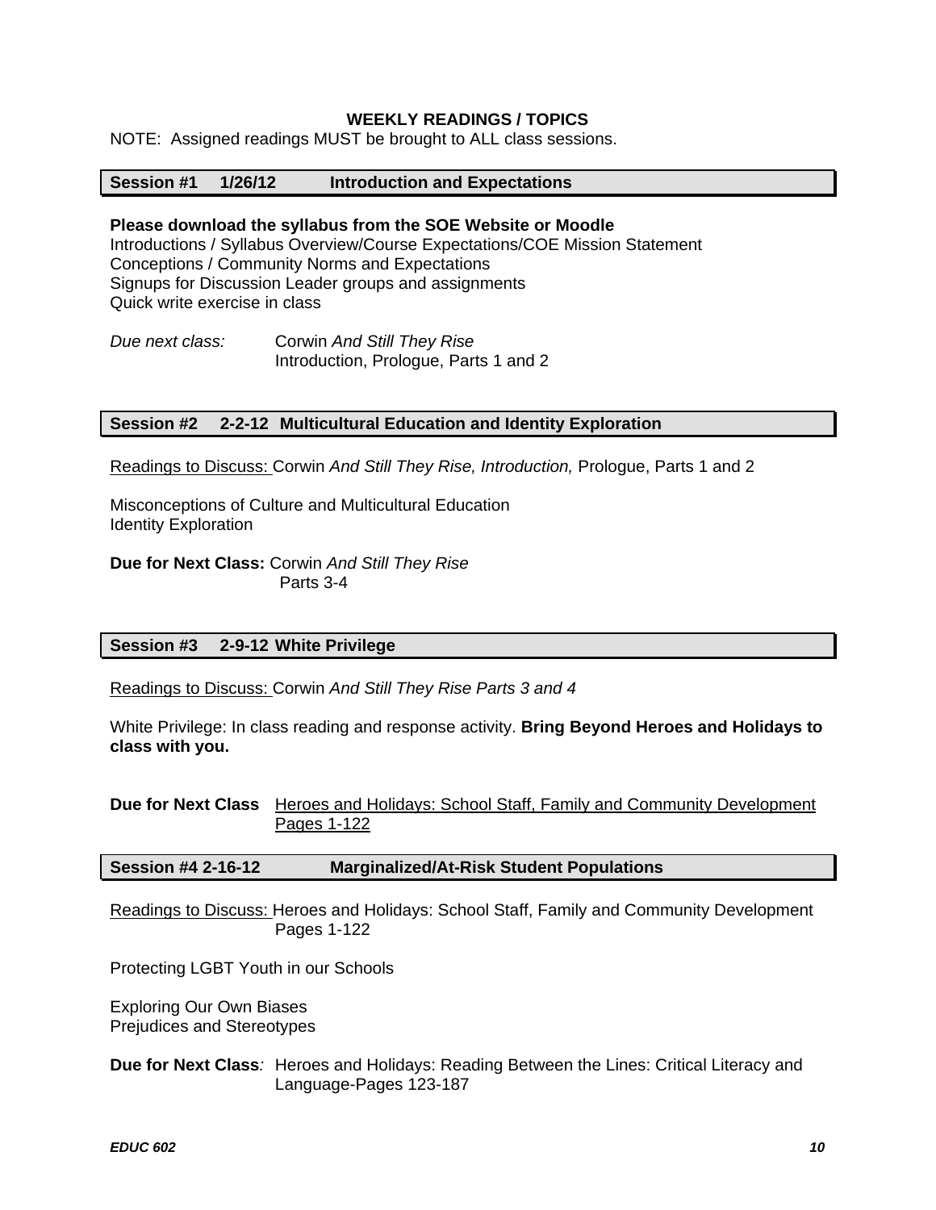## WEEKLY READINGS / TOPICS

NOTE: Assigned readings MUST be brought to ALL class sessions.

### Session #1 1/26/12 Introduction and Expectations

**Please download the syllabus from the SOE Website or Moodle**
Introductions / Syllabus Overview/Course Expectations/COE Mission Statement
Conceptions / Community Norms and Expectations
Signups for Discussion Leader groups and assignments
Quick write exercise in class

*Due next class:* Corwin *And Still They Rise*
Introduction, Prologue, Parts 1 and 2

### Session #2 2-2-12 Multicultural Education and Identity Exploration

Readings to Discuss: Corwin *And Still They Rise, Introduction,* Prologue, Parts 1 and 2

Misconceptions of Culture and Multicultural Education
Identity Exploration

**Due for Next Class:** Corwin *And Still They Rise*
Parts 3-4

### Session #3 2-9-12 White Privilege

Readings to Discuss: Corwin *And Still They Rise Parts 3 and 4*

White Privilege: In class reading and response activity. **Bring Beyond Heroes and Holidays to class with you.**

**Due for Next Class** Heroes and Holidays: School Staff, Family and Community Development Pages 1-122

### Session #4 2-16-12 Marginalized/At-Risk Student Populations

Readings to Discuss: Heroes and Holidays: School Staff, Family and Community Development Pages 1-122

Protecting LGBT Youth in our Schools

Exploring Our Own Biases
Prejudices and Stereotypes

**Due for Next Class***:* Heroes and Holidays: Reading Between the Lines: Critical Literacy and Language-Pages 123-187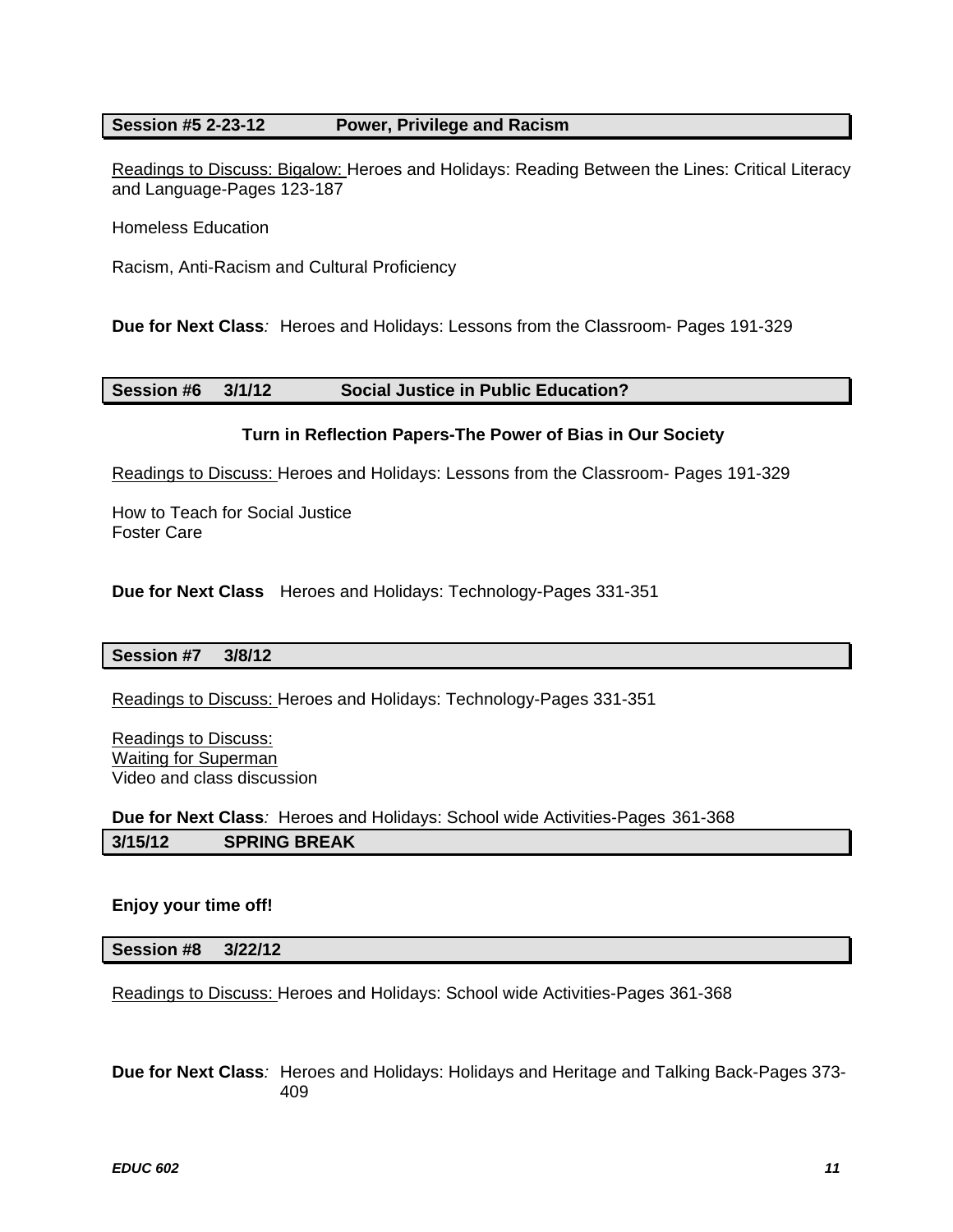## Session #5 2-23-12 Power, Privilege and Racism

Readings to Discuss: Bigalow: Heroes and Holidays: Reading Between the Lines: Critical Literacy and Language-Pages 123-187

Homeless Education

Racism, Anti-Racism and Cultural Proficiency

**Due for Next Class***:* Heroes and Holidays: Lessons from the Classroom- Pages 191-329

## Session #6 3/1/12 Social Justice in Public Education?

**Turn in Reflection Papers-The Power of Bias in Our Society**

Readings to Discuss: Heroes and Holidays: Lessons from the Classroom- Pages 191-329

How to Teach for Social Justice
Foster Care

**Due for Next Class** Heroes and Holidays: Technology-Pages 331-351

## Session #7 3/8/12

Readings to Discuss: Heroes and Holidays: Technology-Pages 331-351

Readings to Discuss:
Waiting for Superman
Video and class discussion

**Due for Next Class***:* Heroes and Holidays: School wide Activities-Pages 361-368

## 3/15/12 SPRING BREAK

**Enjoy your time off!**

## Session #8 3/22/12

Readings to Discuss: Heroes and Holidays: School wide Activities-Pages 361-368

**Due for Next Class***:* Heroes and Holidays: Holidays and Heritage and Talking Back-Pages 373-409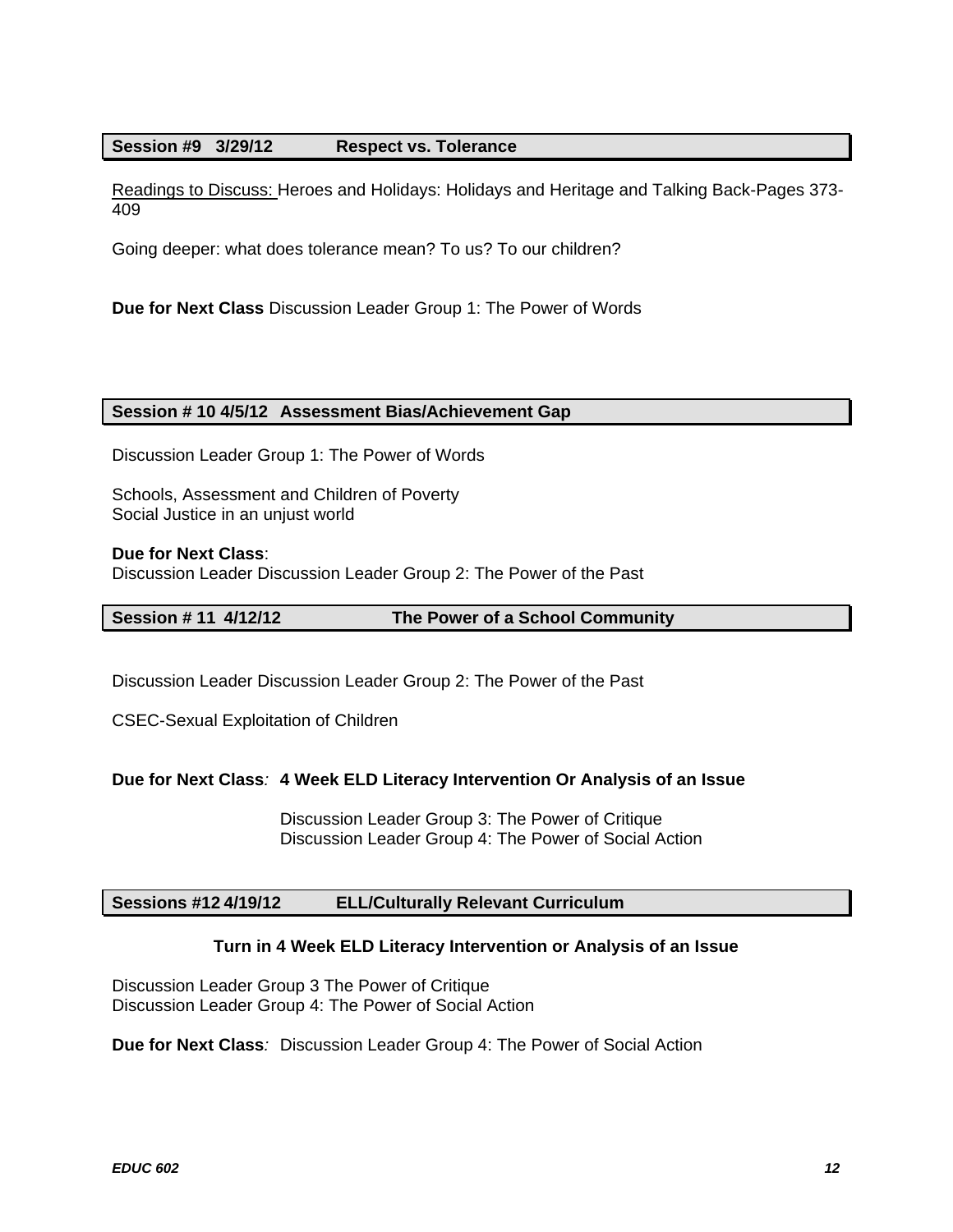## Session #9   3/29/12   Respect vs. Tolerance

Readings to Discuss: Heroes and Holidays: Holidays and Heritage and Talking Back-Pages 373-409

Going deeper: what does tolerance mean? To us? To our children?

**Due for Next Class** Discussion Leader Group 1: The Power of Words

## Session # 10 4/5/12   Assessment Bias/Achievement Gap

Discussion Leader Group 1: The Power of Words

Schools, Assessment and Children of Poverty
Social Justice in an unjust world

**Due for Next Class**:
Discussion Leader Discussion Leader Group 2: The Power of the Past

## Session # 11  4/12/12   The Power of a School Community

Discussion Leader Discussion Leader Group 2: The Power of the Past

CSEC-Sexual Exploitation of Children

**Due for Next Class***:* **4 Week ELD Literacy Intervention Or Analysis of an Issue**

Discussion Leader Group 3: The Power of Critique
Discussion Leader Group 4: The Power of Social Action

## Sessions #12 4/19/12   ELL/Culturally Relevant Curriculum

**Turn in 4 Week ELD Literacy Intervention or Analysis of an Issue**

Discussion Leader Group 3 The Power of Critique
Discussion Leader Group 4: The Power of Social Action

**Due for Next Class***:* Discussion Leader Group 4: The Power of Social Action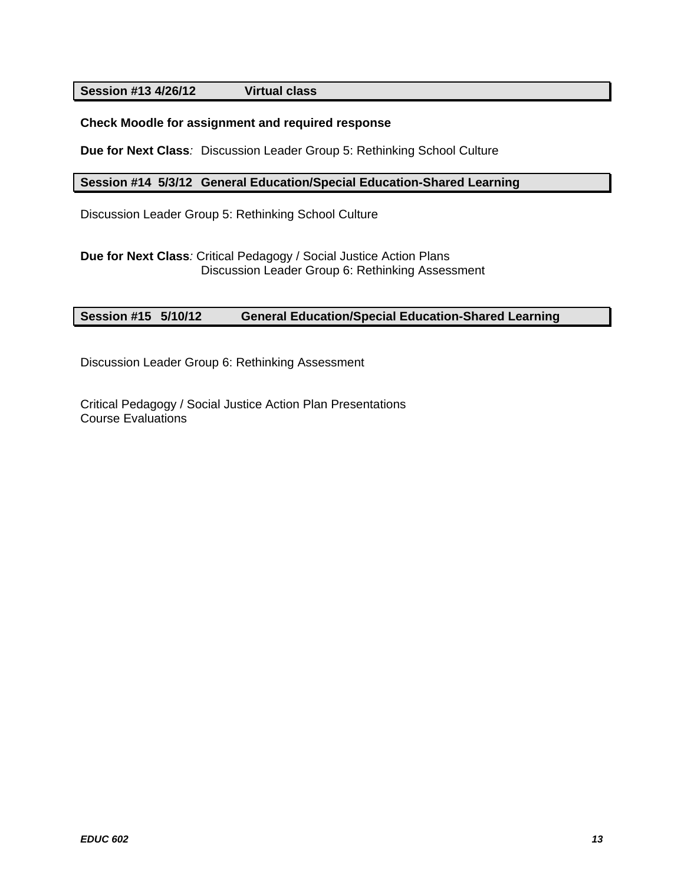**Session #13 4/26/12 Virtual class**

**Check Moodle for assignment and required response**

**Due for Next Class***:* Discussion Leader Group 5: Rethinking School Culture

**Session #14 5/3/12 General Education/Special Education-Shared Learning**

Discussion Leader Group 5: Rethinking School Culture

**Due for Next Class***:* Critical Pedagogy / Social Justice Action Plans
Discussion Leader Group 6: Rethinking Assessment

**Session #15 5/10/12 General Education/Special Education-Shared Learning**

Discussion Leader Group 6: Rethinking Assessment

Critical Pedagogy / Social Justice Action Plan Presentations
Course Evaluations